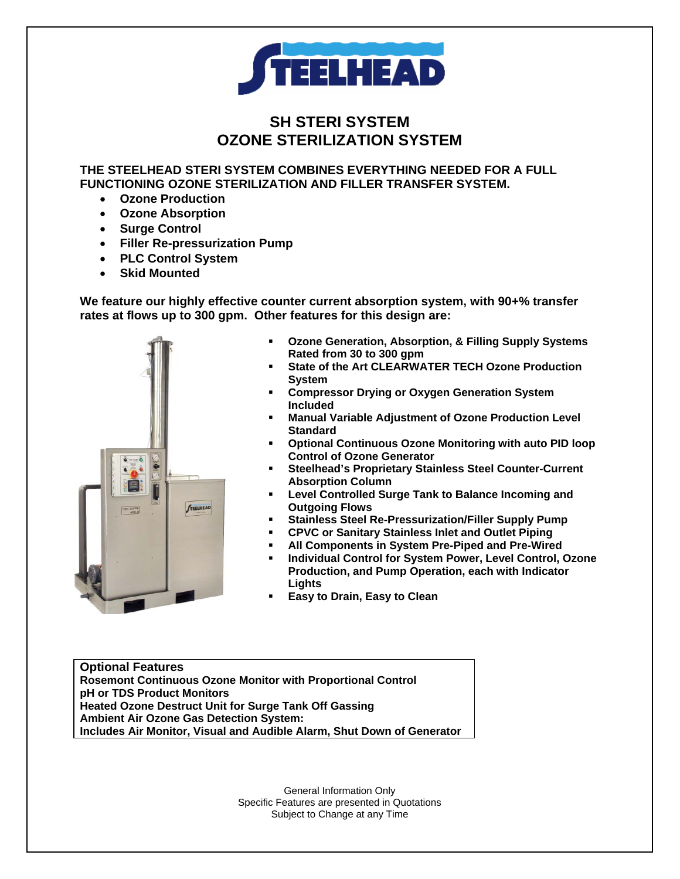# SH STERI SYSTEM
# OZONE STERILIZATION SYSTEM

**THE STEELHEAD STERI SYSTEM COMBINES EVERYTHING NEEDED FOR A FULL FUNCTIONING OZONE STERILIZATION AND FILLER TRANSFER SYSTEM.**

- **Ozone Production**
- **Ozone Absorption**
- **Surge Control**
- **Filler Re-pressurization Pump**
- **PLC Control System**
- **Skid Mounted**

**We feature our highly effective counter current absorption system, with 90+% transfer rates at flows up to 300 gpm. Other features for this design are:**

- **Ozone Generation, Absorption, & Filling Supply Systems Rated from 30 to 300 gpm**
- **State of the Art CLEARWATER TECH Ozone Production System**
- **Compressor Drying or Oxygen Generation System Included**
- **Manual Variable Adjustment of Ozone Production Level Standard**
- **Optional Continuous Ozone Monitoring with auto PID loop Control of Ozone Generator**
- **Steelhead's Proprietary Stainless Steel Counter-Current Absorption Column**
- **Level Controlled Surge Tank to Balance Incoming and Outgoing Flows**
- **Stainless Steel Re-Pressurization/Filler Supply Pump**
- **CPVC or Sanitary Stainless Inlet and Outlet Piping**
- **All Components in System Pre-Piped and Pre-Wired**
- **Individual Control for System Power, Level Control, Ozone Production, and Pump Operation, each with Indicator Lights**
- **Easy to Drain, Easy to Clean**

**Optional Features**
**Rosemont Continuous Ozone Monitor with Proportional Control**
**pH or TDS Product Monitors**
**Heated Ozone Destruct Unit for Surge Tank Off Gassing**
**Ambient Air Ozone Gas Detection System:**
**Includes Air Monitor, Visual and Audible Alarm, Shut Down of Generator**

General Information Only
Specific Features are presented in Quotations
Subject to Change at any Time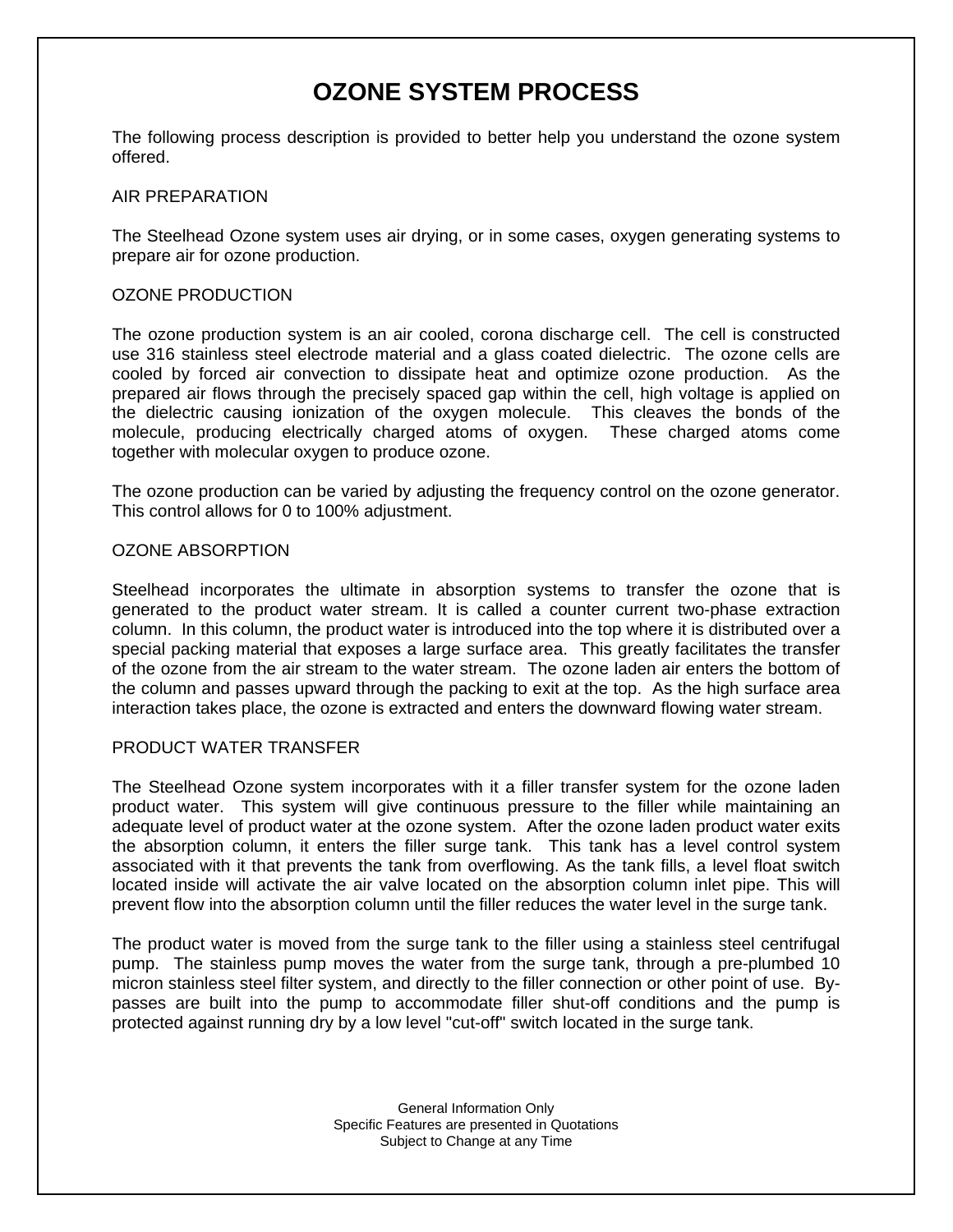# OZONE SYSTEM PROCESS

The following process description is provided to better help you understand the ozone system offered.

## AIR PREPARATION

The Steelhead Ozone system uses air drying, or in some cases, oxygen generating systems to prepare air for ozone production.

## OZONE PRODUCTION

The ozone production system is an air cooled, corona discharge cell. The cell is constructed use 316 stainless steel electrode material and a glass coated dielectric. The ozone cells are cooled by forced air convection to dissipate heat and optimize ozone production. As the prepared air flows through the precisely spaced gap within the cell, high voltage is applied on the dielectric causing ionization of the oxygen molecule. This cleaves the bonds of the molecule, producing electrically charged atoms of oxygen. These charged atoms come together with molecular oxygen to produce ozone.

The ozone production can be varied by adjusting the frequency control on the ozone generator. This control allows for 0 to 100% adjustment.

## OZONE ABSORPTION

Steelhead incorporates the ultimate in absorption systems to transfer the ozone that is generated to the product water stream. It is called a counter current two-phase extraction column. In this column, the product water is introduced into the top where it is distributed over a special packing material that exposes a large surface area. This greatly facilitates the transfer of the ozone from the air stream to the water stream. The ozone laden air enters the bottom of the column and passes upward through the packing to exit at the top. As the high surface area interaction takes place, the ozone is extracted and enters the downward flowing water stream.

## PRODUCT WATER TRANSFER

The Steelhead Ozone system incorporates with it a filler transfer system for the ozone laden product water. This system will give continuous pressure to the filler while maintaining an adequate level of product water at the ozone system. After the ozone laden product water exits the absorption column, it enters the filler surge tank. This tank has a level control system associated with it that prevents the tank from overflowing. As the tank fills, a level float switch located inside will activate the air valve located on the absorption column inlet pipe. This will prevent flow into the absorption column until the filler reduces the water level in the surge tank.

The product water is moved from the surge tank to the filler using a stainless steel centrifugal pump. The stainless pump moves the water from the surge tank, through a pre-plumbed 10 micron stainless steel filter system, and directly to the filler connection or other point of use. By-passes are built into the pump to accommodate filler shut-off conditions and the pump is protected against running dry by a low level "cut-off" switch located in the surge tank.

General Information Only
Specific Features are presented in Quotations
Subject to Change at any Time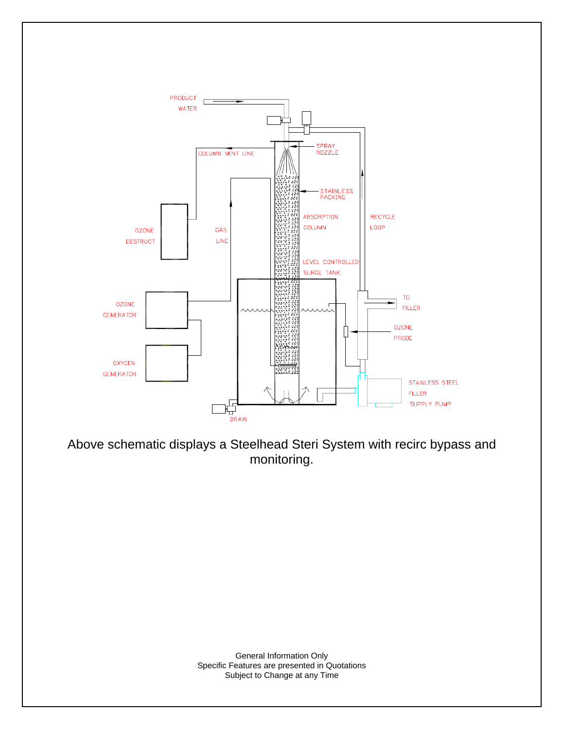PRODUCT
WATER

SPRAY
NOZZLE

COLUMN VENT LINE

STAINLESS
PACKING

ABSORPTION
COLUMN

RECYCLE
LOOP

OZONE
DESTRUCT

GAS
LINE

LEVEL CONTROLLED
SURGE TANK

OZONE
GENERATOR

TO
FILLER

OZONE
PROBE

OXYGEN
GENERATOR

STAINLESS STEEL
FILLER
SUPPLY PUMP

DRAIN

Above schematic displays a Steelhead Steri System with recirc bypass and monitoring.

General Information Only
Specific Features are presented in Quotations
Subject to Change at any Time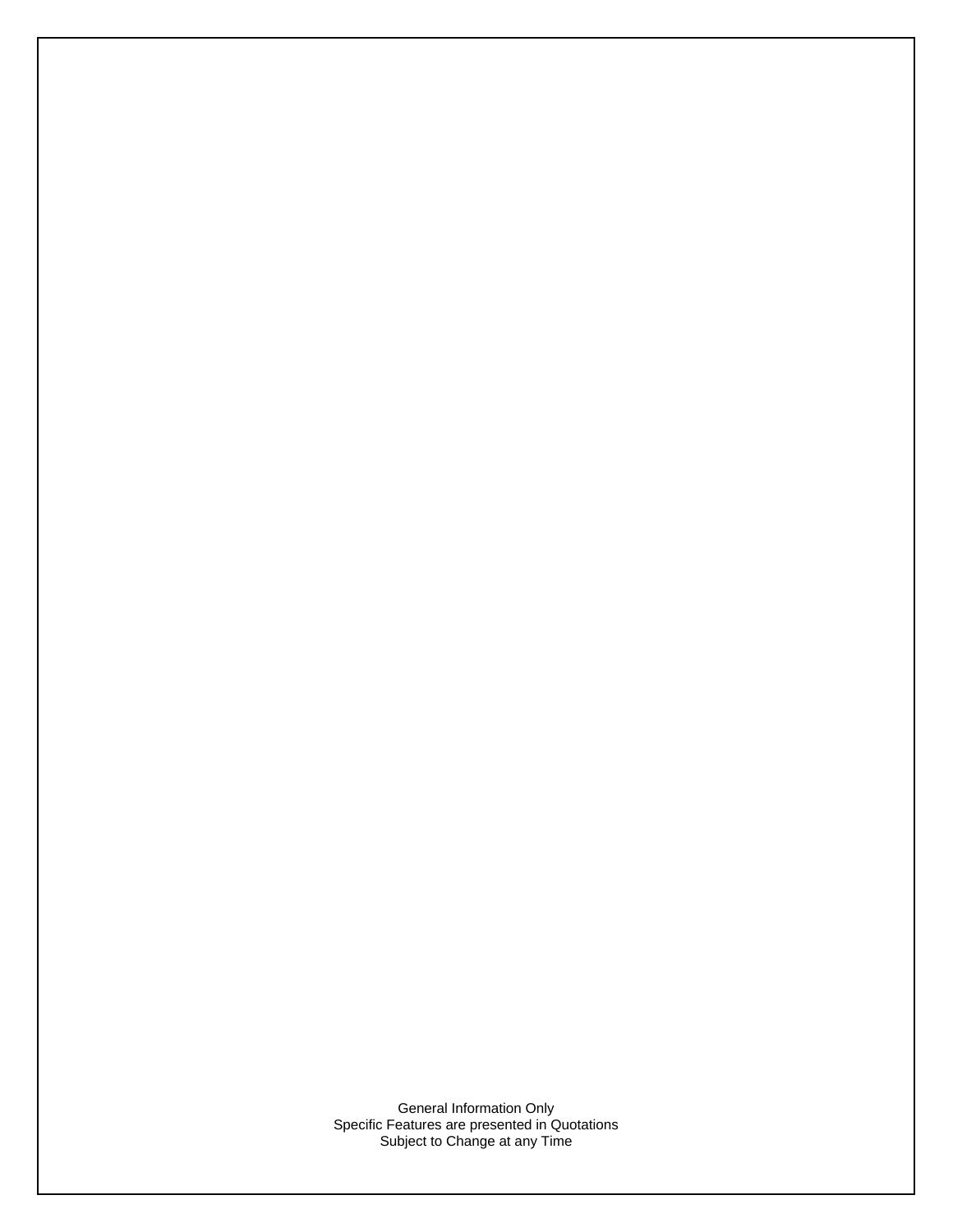General Information Only
Specific Features are presented in Quotations
Subject to Change at any Time